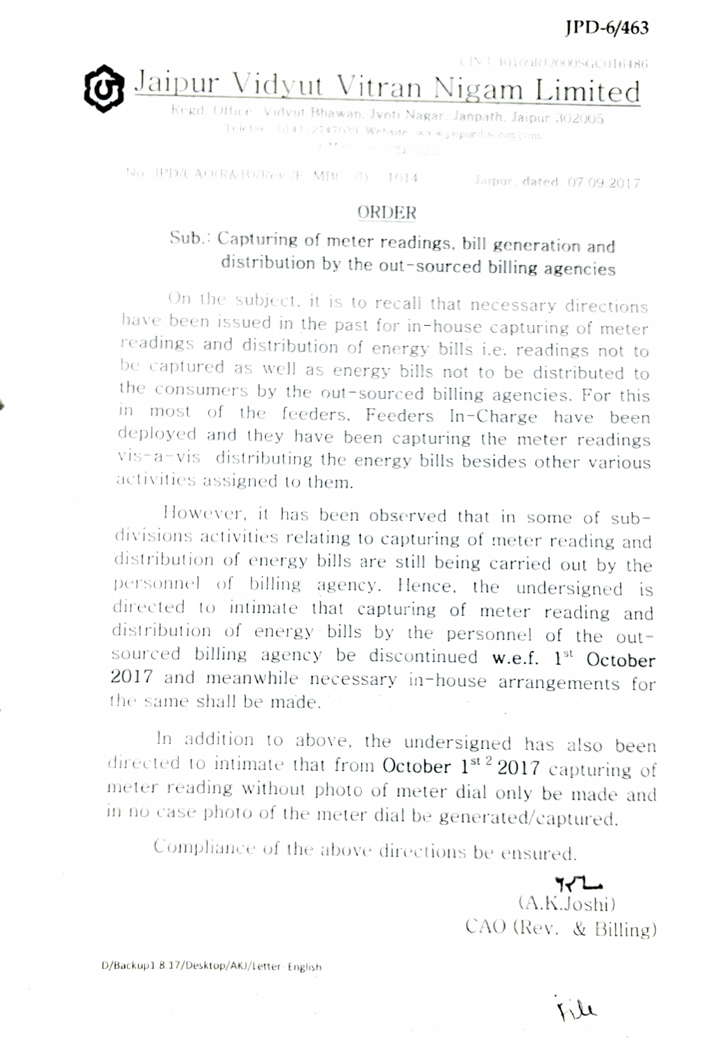JPD-6/463

CIN U40109RJ2000SGC016486

# Jaipur Vidyut Vitran Nigam Limited

Regd. Office: Vidyut Bhawan, Jyoti Nagar, Janpath, Jaipur 302005

Tele fax: 0141-2747039 Website: www.jaipurdiscom.com

No. JPD/CAO(R&B)/Rev./F. MRC /D. 1014 Jaipur, dated: 07.09.2017

## ORDER

**Sub.: Capturing of meter readings, bill generation and distribution by the out-sourced billing agencies**

On the subject, it is to recall that necessary directions have been issued in the past for in-house capturing of meter readings and distribution of energy bills i.e. readings not to be captured as well as energy bills not to be distributed to the consumers by the out-sourced billing agencies. For this in most of the feeders, Feeders In-Charge have been deployed and they have been capturing the meter readings vis-a-vis distributing the energy bills besides other various activities assigned to them.

However, it has been observed that in some of sub-divisions activities relating to capturing of meter reading and distribution of energy bills are still being carried out by the personnel of billing agency. Hence, the undersigned is directed to intimate that capturing of meter reading and distribution of energy bills by the personnel of the out-sourced billing agency be discontinued **w.e.f. 1st October 2017** and meanwhile necessary in-house arrangements for the same shall be made.

In addition to above, the undersigned has also been directed to intimate that from October 1st 2 2017 capturing of meter reading without photo of meter dial only be made and in no case photo of the meter dial be generated/captured.

Compliance of the above directions be ensured.

(A.K.Joshi)
CAO (Rev. & Billing)

D/Backup1.8.17/Desktop/AKJ/Letter English

File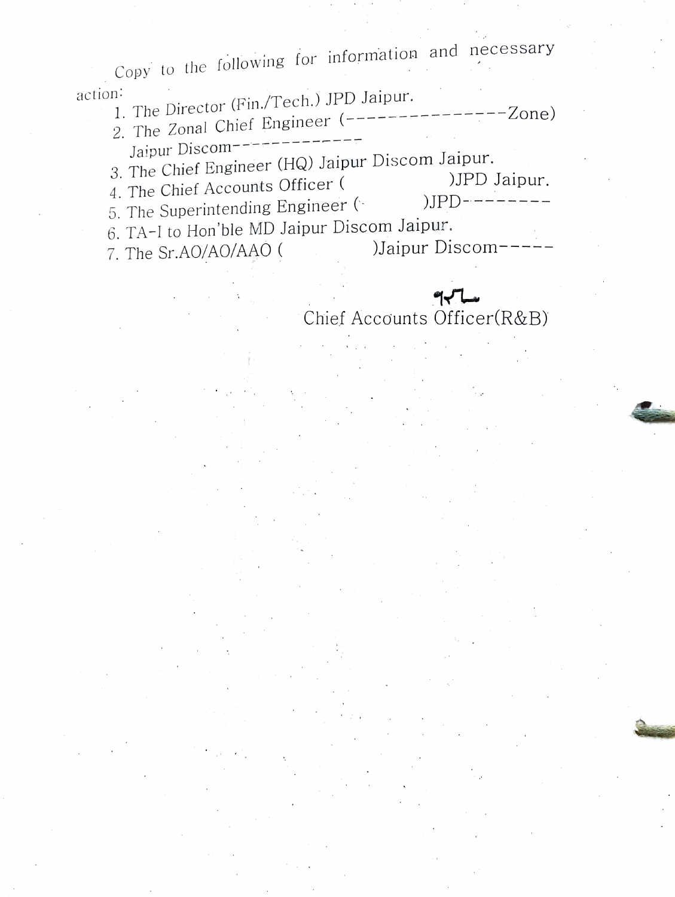Copy to the following for information and necessary action:

1. The Director (Fin./Tech.) JPD Jaipur.
2. The Zonal Chief Engineer (----------------Zone) Jaipur Discom-------------
3. The Chief Engineer (HQ) Jaipur Discom Jaipur.
4. The Chief Accounts Officer (                    )JPD Jaipur.
5. The Superintending Engineer (          )JPD---------
6. TA-I to Hon'ble MD Jaipur Discom Jaipur.
7. The Sr.AO/AO/AAO (                    )Jaipur Discom-----

Chief Accounts Officer(R&B)